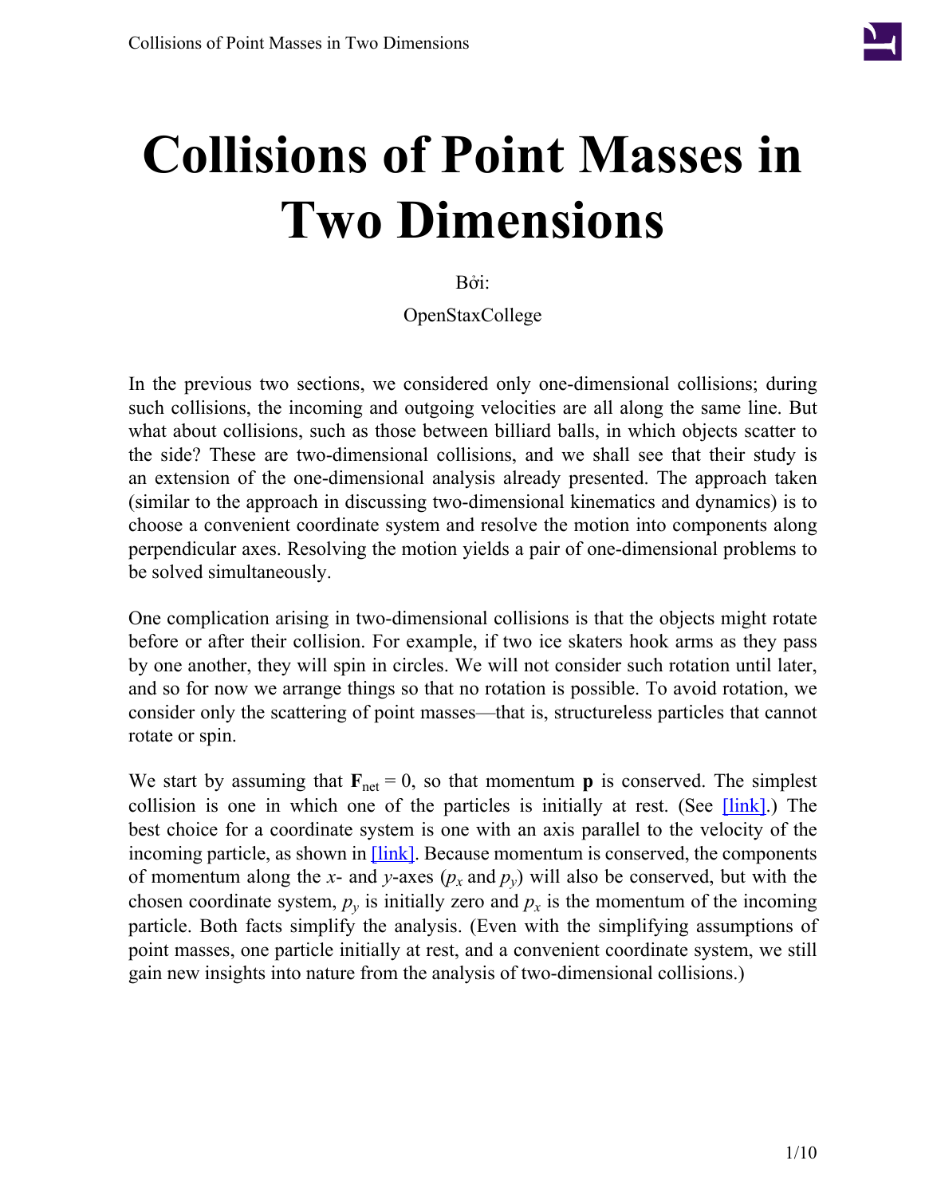# Collisions of Point Masses in Two Dimensions

Bởi:

OpenStaxCollege

In the previous two sections, we considered only one-dimensional collisions; during such collisions, the incoming and outgoing velocities are all along the same line. But what about collisions, such as those between billiard balls, in which objects scatter to the side? These are two-dimensional collisions, and we shall see that their study is an extension of the one-dimensional analysis already presented. The approach taken (similar to the approach in discussing two-dimensional kinematics and dynamics) is to choose a convenient coordinate system and resolve the motion into components along perpendicular axes. Resolving the motion yields a pair of one-dimensional problems to be solved simultaneously.

One complication arising in two-dimensional collisions is that the objects might rotate before or after their collision. For example, if two ice skaters hook arms as they pass by one another, they will spin in circles. We will not consider such rotation until later, and so for now we arrange things so that no rotation is possible. To avoid rotation, we consider only the scattering of point masses—that is, structureless particles that cannot rotate or spin.

We start by assuming that $\mathbf{F}_{\text{net}} = 0$, so that momentum $\mathbf{p}$ is conserved. The simplest collision is one in which one of the particles is initially at rest. (See [link].) The best choice for a coordinate system is one with an axis parallel to the velocity of the incoming particle, as shown in [link]. Because momentum is conserved, the components of momentum along the $x$- and $y$-axes ($p_x$ and $p_y$) will also be conserved, but with the chosen coordinate system, $p_y$ is initially zero and $p_x$ is the momentum of the incoming particle. Both facts simplify the analysis. (Even with the simplifying assumptions of point masses, one particle initially at rest, and a convenient coordinate system, we still gain new insights into nature from the analysis of two-dimensional collisions.)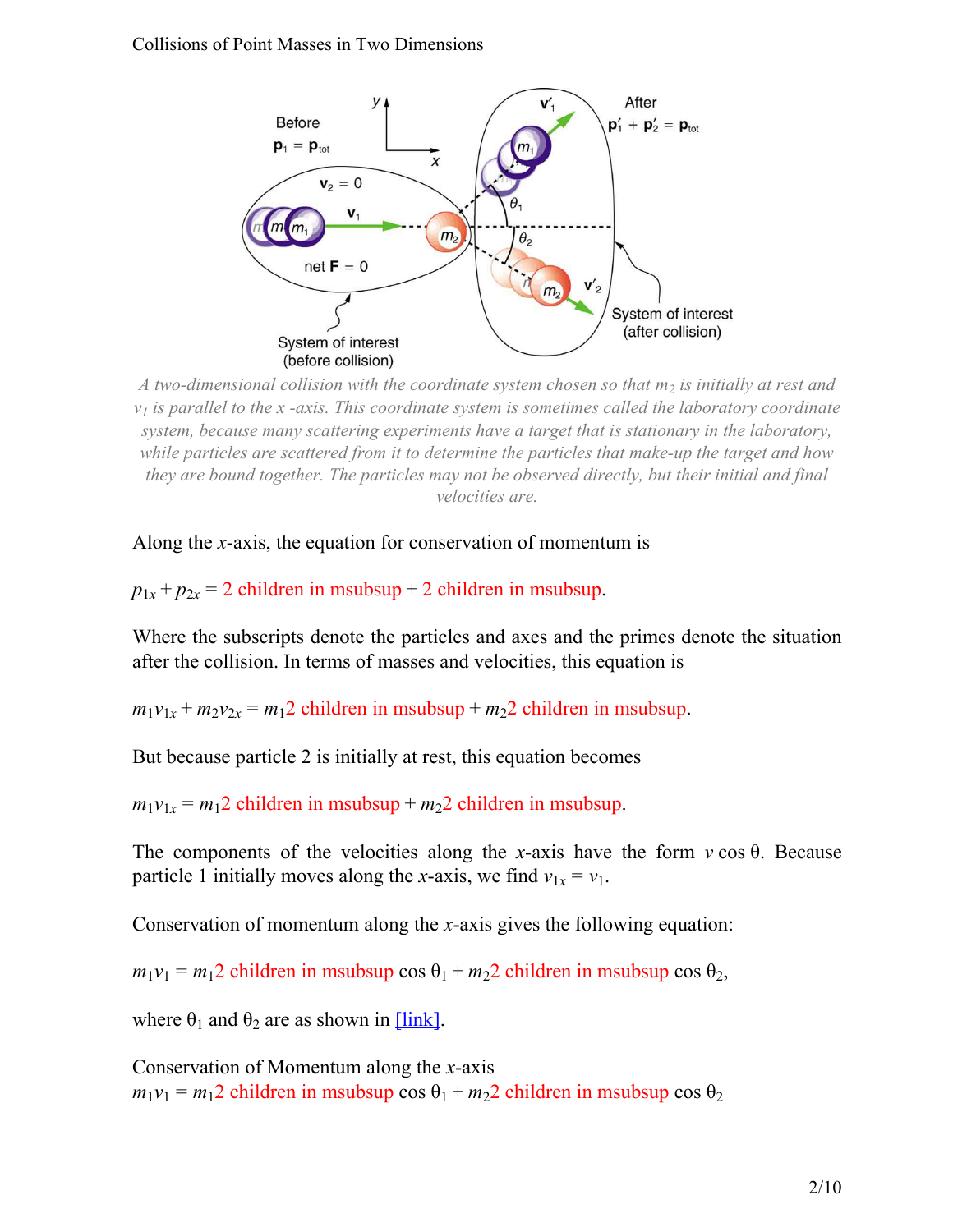A two-dimensional collision with the coordinate system chosen so that $m_2$ is initially at rest and $v_1$ is parallel to the $x$-axis. This coordinate system is sometimes called the laboratory coordinate system, because many scattering experiments have a target that is stationary in the laboratory, while particles are scattered from it to determine the particles that make-up the target and how they are bound together. The particles may not be observed directly, but their initial and final velocities are.

Along the $x$-axis, the equation for conservation of momentum is

$p_{1x} + p_{2x} =$ 2 children in msubsup + 2 children in msubsup.

Where the subscripts denote the particles and axes and the primes denote the situation after the collision. In terms of masses and velocities, this equation is

$m_1 v_{1x} + m_2 v_{2x} = m_1$2 children in msubsup + $m_2$2 children in msubsup.

But because particle 2 is initially at rest, this equation becomes

$m_1 v_{1x} = m_1$2 children in msubsup + $m_2$2 children in msubsup.

The components of the velocities along the $x$-axis have the form $v \cos \theta$. Because particle 1 initially moves along the $x$-axis, we find $v_{1x} = v_1$.

Conservation of momentum along the $x$-axis gives the following equation:

$m_1 v_1 = m_1$2 children in msubsup $\cos \theta_1 + m_2$2 children in msubsup $\cos \theta_2$,

where $\theta_1$ and $\theta_2$ are as shown in [link].

Conservation of Momentum along the $x$-axis
$m_1 v_1 = m_1$2 children in msubsup $\cos \theta_1 + m_2$2 children in msubsup $\cos \theta_2$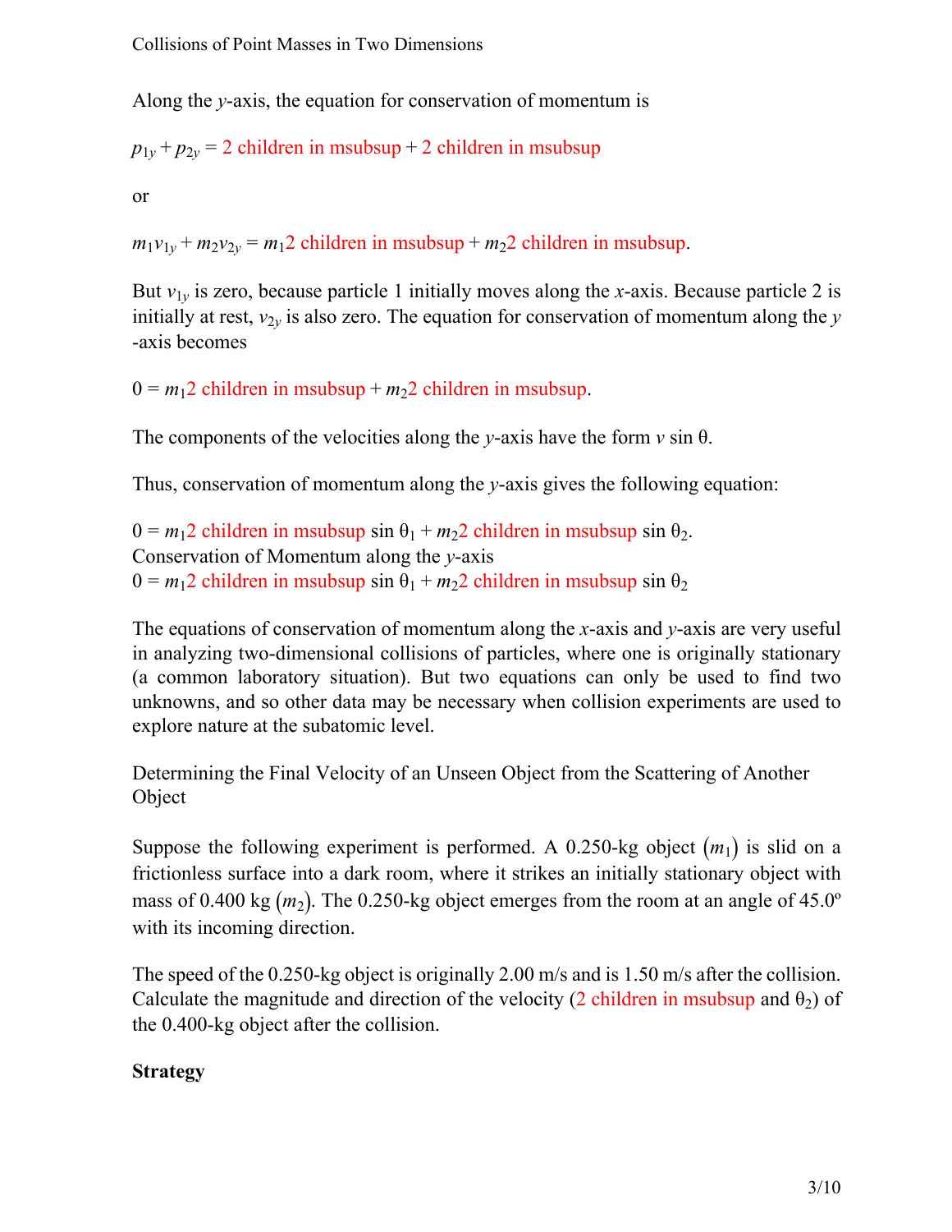Along the $y$-axis, the equation for conservation of momentum is

$p_{1y} + p_{2y}$ = 2 children in msubsup + 2 children in msubsup

or

$m_1 v_{1y} + m_2 v_{2y}$ = $m_1$2 children in msubsup + $m_2$2 children in msubsup.

But $v_{1y}$ is zero, because particle 1 initially moves along the $x$-axis. Because particle 2 is initially at rest, $v_{2y}$ is also zero. The equation for conservation of momentum along the $y$-axis becomes

$0 = m_1$2 children in msubsup + $m_2$2 children in msubsup.

The components of the velocities along the $y$-axis have the form $v \sin \theta$.

Thus, conservation of momentum along the $y$-axis gives the following equation:

$0 = m_1$2 children in msubsup $\sin \theta_1$ + $m_2$2 children in msubsup $\sin \theta_2$.
Conservation of Momentum along the $y$-axis
$0 = m_1$2 children in msubsup $\sin \theta_1$ + $m_2$2 children in msubsup $\sin \theta_2$

The equations of conservation of momentum along the $x$-axis and $y$-axis are very useful in analyzing two-dimensional collisions of particles, where one is originally stationary (a common laboratory situation). But two equations can only be used to find two unknowns, and so other data may be necessary when collision experiments are used to explore nature at the subatomic level.

Determining the Final Velocity of an Unseen Object from the Scattering of Another Object

Suppose the following experiment is performed. A 0.250-kg object $(m_1)$ is slid on a frictionless surface into a dark room, where it strikes an initially stationary object with mass of 0.400 kg $(m_2)$. The 0.250-kg object emerges from the room at an angle of 45.0º with its incoming direction.

The speed of the 0.250-kg object is originally 2.00 m/s and is 1.50 m/s after the collision. Calculate the magnitude and direction of the velocity (2 children in msubsup and $\theta_2$) of the 0.400-kg object after the collision.

**Strategy**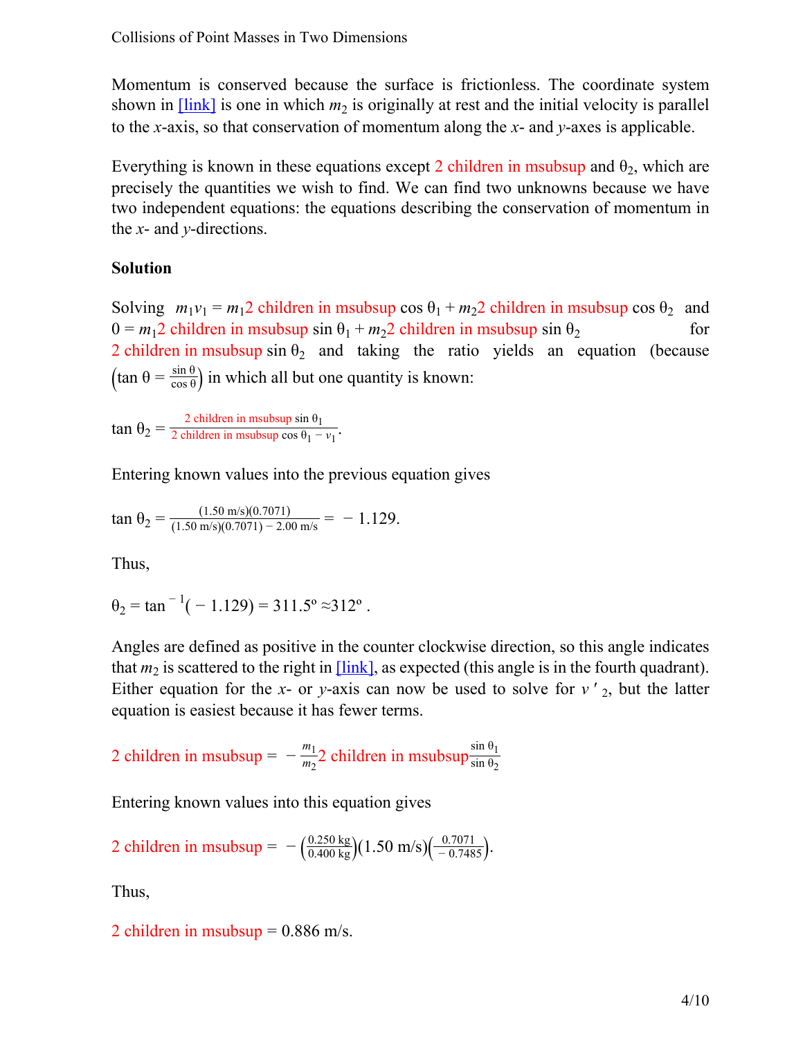Momentum is conserved because the surface is frictionless. The coordinate system shown in [link] is one in which $m_2$ is originally at rest and the initial velocity is parallel to the $x$-axis, so that conservation of momentum along the $x$- and $y$-axes is applicable.

Everything is known in these equations except 2 children in msubsup and $\theta_2$, which are precisely the quantities we wish to find. We can find two unknowns because we have two independent equations: the equations describing the conservation of momentum in the $x$- and $y$-directions.

**Solution**

Solving $m_1 v_1 = m_1 \text{2 children in msubsup} \cos\theta_1 + m_2 \text{2 children in msubsup} \cos\theta_2$ and $0 = m_1 \text{2 children in msubsup} \sin\theta_1 + m_2 \text{2 children in msubsup} \sin\theta_2$ for 2 children in msubsup $\sin\theta_2$ and taking the ratio yields an equation (because $\left(\tan\theta = \frac{\sin\theta}{\cos\theta}\right)$ in which all but one quantity is known:

$$\tan\theta_2 = \frac{\text{2 children in msubsup} \sin\theta_1}{\text{2 children in msubsup} \cos\theta_1 - v_1}.$$

Entering known values into the previous equation gives

$$\tan\theta_2 = \frac{(1.50 \text{ m/s})(0.7071)}{(1.50 \text{ m/s})(0.7071) - 2.00 \text{ m/s}} = -1.129.$$

Thus,

$$\theta_2 = \tan^{-1}(-1.129) = 311.5^\circ \approx 312^\circ.$$

Angles are defined as positive in the counter clockwise direction, so this angle indicates that $m_2$ is scattered to the right in [link], as expected (this angle is in the fourth quadrant). Either equation for the $x$- or $y$-axis can now be used to solve for $v'_2$, but the latter equation is easiest because it has fewer terms.

$$\text{2 children in msubsup} = -\frac{m_1}{m_2} \text{2 children in msubsup} \frac{\sin\theta_1}{\sin\theta_2}$$

Entering known values into this equation gives

$$\text{2 children in msubsup} = -\left(\frac{0.250 \text{ kg}}{0.400 \text{ kg}}\right)(1.50 \text{ m/s})\left(\frac{0.7071}{-0.7485}\right).$$

Thus,

$$\text{2 children in msubsup} = 0.886 \text{ m/s}.$$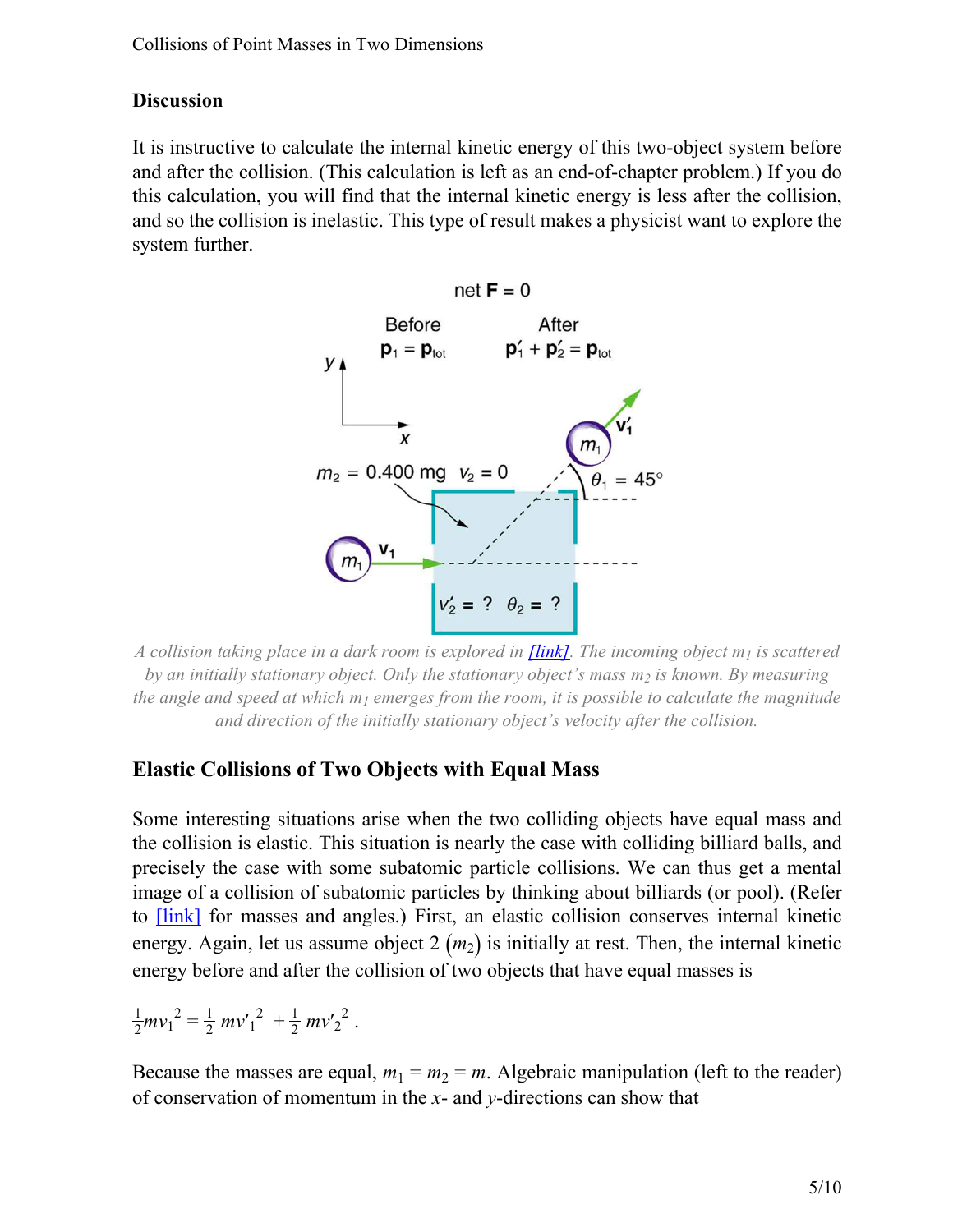### Discussion

It is instructive to calculate the internal kinetic energy of this two-object system before and after the collision. (This calculation is left as an end-of-chapter problem.) If you do this calculation, you will find that the internal kinetic energy is less after the collision, and so the collision is inelastic. This type of result makes a physicist want to explore the system further.

*A collision taking place in a dark room is explored in [link]. The incoming object $m_1$ is scattered by an initially stationary object. Only the stationary object's mass $m_2$ is known. By measuring the angle and speed at which $m_1$ emerges from the room, it is possible to calculate the magnitude and direction of the initially stationary object's velocity after the collision.*

## Elastic Collisions of Two Objects with Equal Mass

Some interesting situations arise when the two colliding objects have equal mass and the collision is elastic. This situation is nearly the case with colliding billiard balls, and precisely the case with some subatomic particle collisions. We can thus get a mental image of a collision of subatomic particles by thinking about billiards (or pool). (Refer to [link] for masses and angles.) First, an elastic collision conserves internal kinetic energy. Again, let us assume object 2 $(m_2)$ is initially at rest. Then, the internal kinetic energy before and after the collision of two objects that have equal masses is

$$\frac{1}{2}mv_1^2 = \frac{1}{2}mv'^2_1 + \frac{1}{2}mv'^2_2 .$$

Because the masses are equal, $m_1 = m_2 = m$. Algebraic manipulation (left to the reader) of conservation of momentum in the $x$- and $y$-directions can show that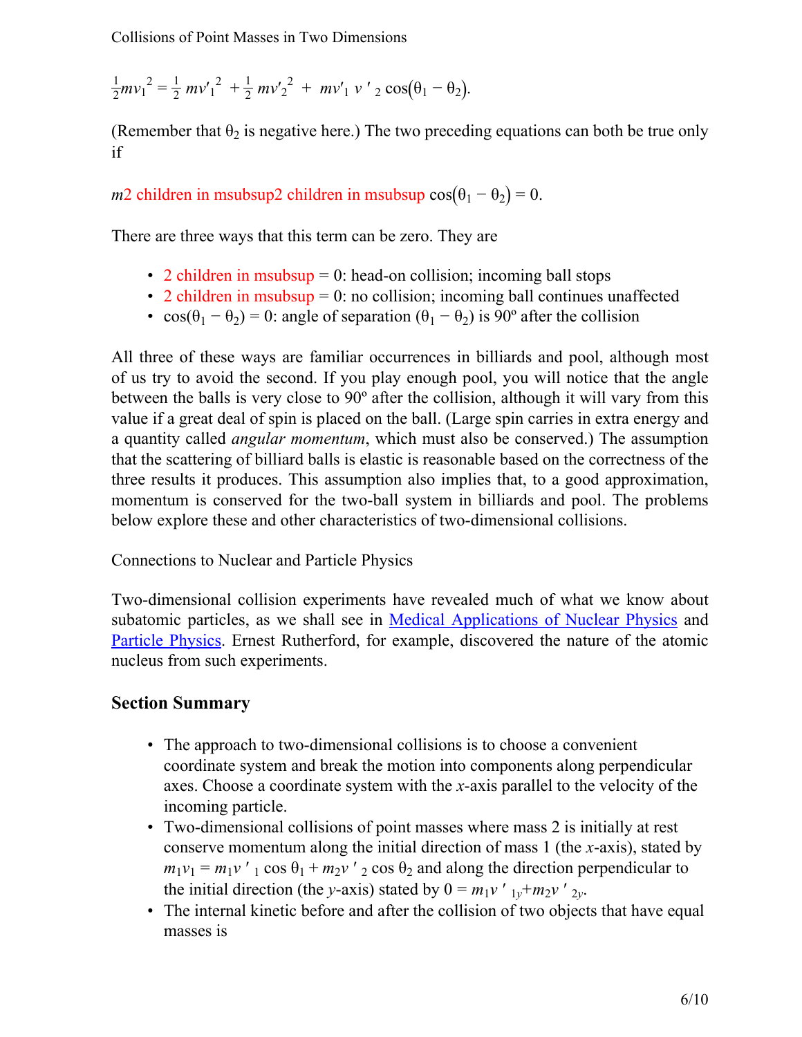$$\frac{1}{2}mv_1{}^2 = \frac{1}{2}mv'_1{}^2 + \frac{1}{2}mv'_2{}^2 + mv'_1 v'_2 \cos(\theta_1 - \theta_2).$$

(Remember that $\theta_2$ is negative here.) The two preceding equations can both be true only if

$m$2 children in msubsup2 children in msubsup $\cos(\theta_1 - \theta_2) = 0$.

There are three ways that this term can be zero. They are

- 2 children in msubsup = 0: head-on collision; incoming ball stops
- 2 children in msubsup = 0: no collision; incoming ball continues unaffected
- $\cos(\theta_1 - \theta_2) = 0$: angle of separation $(\theta_1 - \theta_2)$ is 90º after the collision

All three of these ways are familiar occurrences in billiards and pool, although most of us try to avoid the second. If you play enough pool, you will notice that the angle between the balls is very close to 90º after the collision, although it will vary from this value if a great deal of spin is placed on the ball. (Large spin carries in extra energy and a quantity called *angular momentum*, which must also be conserved.) The assumption that the scattering of billiard balls is elastic is reasonable based on the correctness of the three results it produces. This assumption also implies that, to a good approximation, momentum is conserved for the two-ball system in billiards and pool. The problems below explore these and other characteristics of two-dimensional collisions.

Connections to Nuclear and Particle Physics

Two-dimensional collision experiments have revealed much of what we know about subatomic particles, as we shall see in Medical Applications of Nuclear Physics and Particle Physics. Ernest Rutherford, for example, discovered the nature of the atomic nucleus from such experiments.

## Section Summary

- The approach to two-dimensional collisions is to choose a convenient coordinate system and break the motion into components along perpendicular axes. Choose a coordinate system with the $x$-axis parallel to the velocity of the incoming particle.
- Two-dimensional collisions of point masses where mass 2 is initially at rest conserve momentum along the initial direction of mass 1 (the $x$-axis), stated by $m_1v_1 = m_1v'_1 \cos\theta_1 + m_2v'_2 \cos\theta_2$ and along the direction perpendicular to the initial direction (the $y$-axis) stated by $0 = m_1v'_{1y} + m_2v'_{2y}$.
- The internal kinetic before and after the collision of two objects that have equal masses is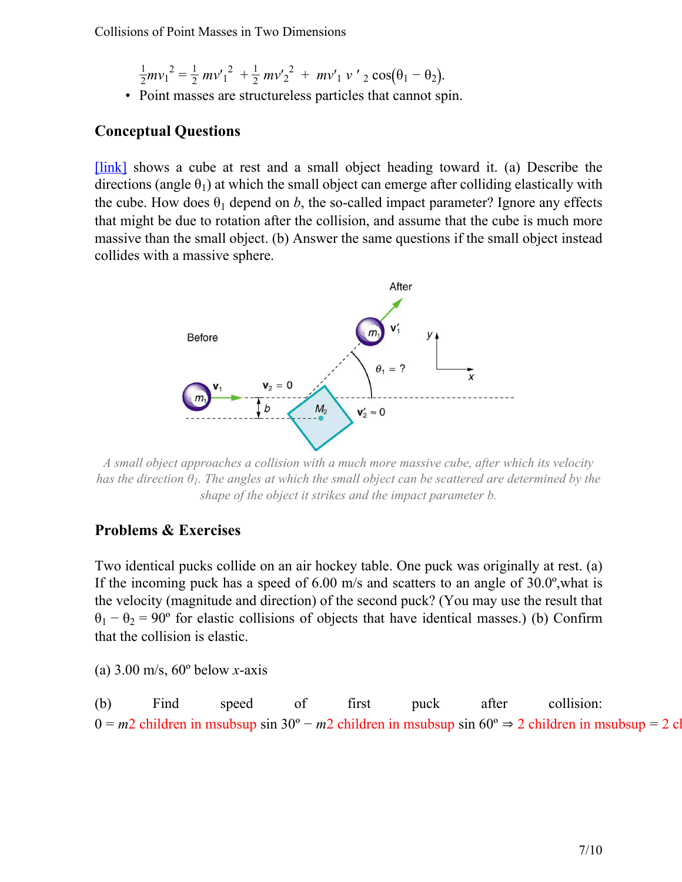$$\frac{1}{2}mv_1^{\ 2} = \frac{1}{2}\,mv'_1{}^2 + \frac{1}{2}\,mv'_2{}^2 + mv'_1\,v'_2\cos(\theta_1 - \theta_2).$$

- Point masses are structureless particles that cannot spin.

## Conceptual Questions

[link] shows a cube at rest and a small object heading toward it. (a) Describe the directions (angle $\theta_1$) at which the small object can emerge after colliding elastically with the cube. How does $\theta_1$ depend on $b$, the so-called impact parameter? Ignore any effects that might be due to rotation after the collision, and assume that the cube is much more massive than the small object. (b) Answer the same questions if the small object instead collides with a massive sphere.

*A small object approaches a collision with a much more massive cube, after which its velocity has the direction $\theta_1$. The angles at which the small object can be scattered are determined by the shape of the object it strikes and the impact parameter b.*

## Problems & Exercises

Two identical pucks collide on an air hockey table. One puck was originally at rest. (a) If the incoming puck has a speed of 6.00 m/s and scatters to an angle of 30.0º,what is the velocity (magnitude and direction) of the second puck? (You may use the result that $\theta_1 - \theta_2 = 90º$ for elastic collisions of objects that have identical masses.) (b) Confirm that the collision is elastic.

(a) 3.00 m/s, 60º below $x$-axis

(b) Find speed of first puck after collision: $0 = m$2 children in msubsup sin 30º − $m$2 children in msubsup sin 60º ⇒ 2 children in msubsup = 2 cl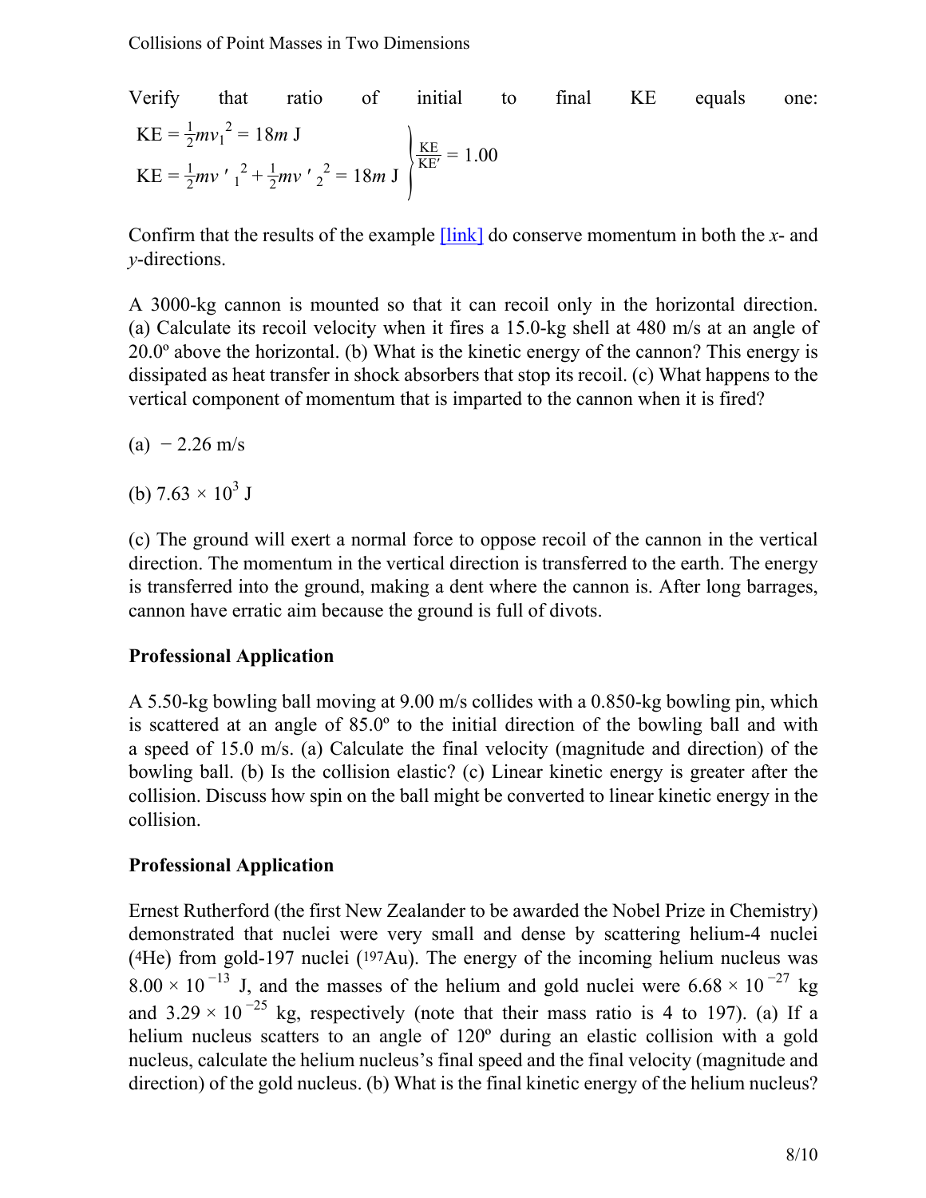Verify that ratio of initial to final KE equals one:

$$\left.\begin{array}{l} \text{KE} = \frac{1}{2}mv_1^{\ 2} = 18m\ \text{J} \\ \text{KE} = \frac{1}{2}mv'_1{}^{2} + \frac{1}{2}mv'_2{}^{2} = 18m\ \text{J} \end{array}\right\} \frac{\text{KE}}{\text{KE}'} = 1.00$$

Confirm that the results of the example [link] do conserve momentum in both the $x$- and $y$-directions.

A 3000-kg cannon is mounted so that it can recoil only in the horizontal direction. (a) Calculate its recoil velocity when it fires a 15.0-kg shell at 480 m/s at an angle of 20.0º above the horizontal. (b) What is the kinetic energy of the cannon? This energy is dissipated as heat transfer in shock absorbers that stop its recoil. (c) What happens to the vertical component of momentum that is imparted to the cannon when it is fired?

(a) $-2.26$ m/s

(b) $7.63 \times 10^3$ J

(c) The ground will exert a normal force to oppose recoil of the cannon in the vertical direction. The momentum in the vertical direction is transferred to the earth. The energy is transferred into the ground, making a dent where the cannon is. After long barrages, cannon have erratic aim because the ground is full of divots.

**Professional Application**

A 5.50-kg bowling ball moving at 9.00 m/s collides with a 0.850-kg bowling pin, which is scattered at an angle of 85.0º to the initial direction of the bowling ball and with a speed of 15.0 m/s. (a) Calculate the final velocity (magnitude and direction) of the bowling ball. (b) Is the collision elastic? (c) Linear kinetic energy is greater after the collision. Discuss how spin on the ball might be converted to linear kinetic energy in the collision.

**Professional Application**

Ernest Rutherford (the first New Zealander to be awarded the Nobel Prize in Chemistry) demonstrated that nuclei were very small and dense by scattering helium-4 nuclei ($^4$He) from gold-197 nuclei ($^{197}$Au). The energy of the incoming helium nucleus was $8.00 \times 10^{-13}$ J, and the masses of the helium and gold nuclei were $6.68 \times 10^{-27}$ kg and $3.29 \times 10^{-25}$ kg, respectively (note that their mass ratio is 4 to 197). (a) If a helium nucleus scatters to an angle of 120º during an elastic collision with a gold nucleus, calculate the helium nucleus's final speed and the final velocity (magnitude and direction) of the gold nucleus. (b) What is the final kinetic energy of the helium nucleus?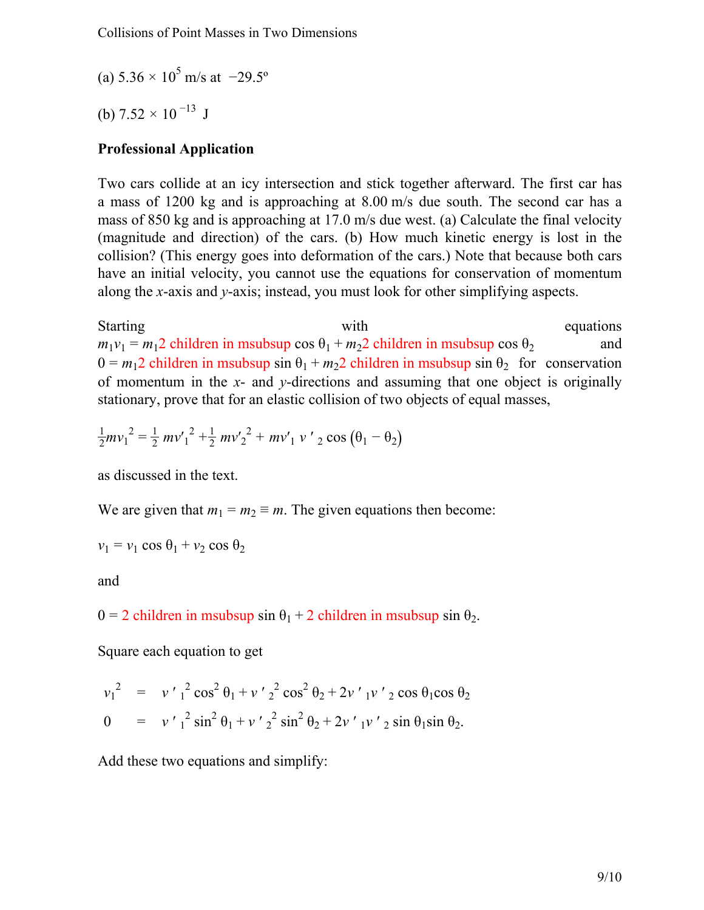(a) $5.36 \times 10^{5}$ m/s at $-29.5^{\circ}$

(b) $7.52 \times 10^{-13}$ J

**Professional Application**

Two cars collide at an icy intersection and stick together afterward. The first car has a mass of 1200 kg and is approaching at 8.00 m/s due south. The second car has a mass of 850 kg and is approaching at 17.0 m/s due west. (a) Calculate the final velocity (magnitude and direction) of the cars. (b) How much kinetic energy is lost in the collision? (This energy goes into deformation of the cars.) Note that because both cars have an initial velocity, you cannot use the equations for conservation of momentum along the *x*-axis and *y*-axis; instead, you must look for other simplifying aspects.

Starting with equations $m_1 v_1 = m_1$2 children in msubsup $\cos \theta_1 + m_2$2 children in msubsup $\cos \theta_2$ and $0 = m_1$2 children in msubsup $\sin \theta_1 + m_2$2 children in msubsup $\sin \theta_2$ for conservation of momentum in the *x*- and *y*-directions and assuming that one object is originally stationary, prove that for an elastic collision of two objects of equal masses,

$$\frac{1}{2} m v_1{}^2 = \frac{1}{2} m v'_1{}^2 + \frac{1}{2} m v'_2{}^2 + m v'_1 v'_2 \cos\left(\theta_1 - \theta_2\right)$$

as discussed in the text.

We are given that $m_1 = m_2 \equiv m$. The given equations then become:

$$v_1 = v_1 \cos \theta_1 + v_2 \cos \theta_2$$

and

$0 =$ 2 children in msubsup $\sin \theta_1 +$ 2 children in msubsup $\sin \theta_2$.

Square each equation to get

$$\begin{aligned} v_1{}^2 &= v'_1{}^2 \cos^2 \theta_1 + v'_2{}^2 \cos^2 \theta_2 + 2 v'_1 v'_2 \cos \theta_1 \cos \theta_2 \\ 0 &= v'_1{}^2 \sin^2 \theta_1 + v'_2{}^2 \sin^2 \theta_2 + 2 v'_1 v'_2 \sin \theta_1 \sin \theta_2. \end{aligned}$$

Add these two equations and simplify: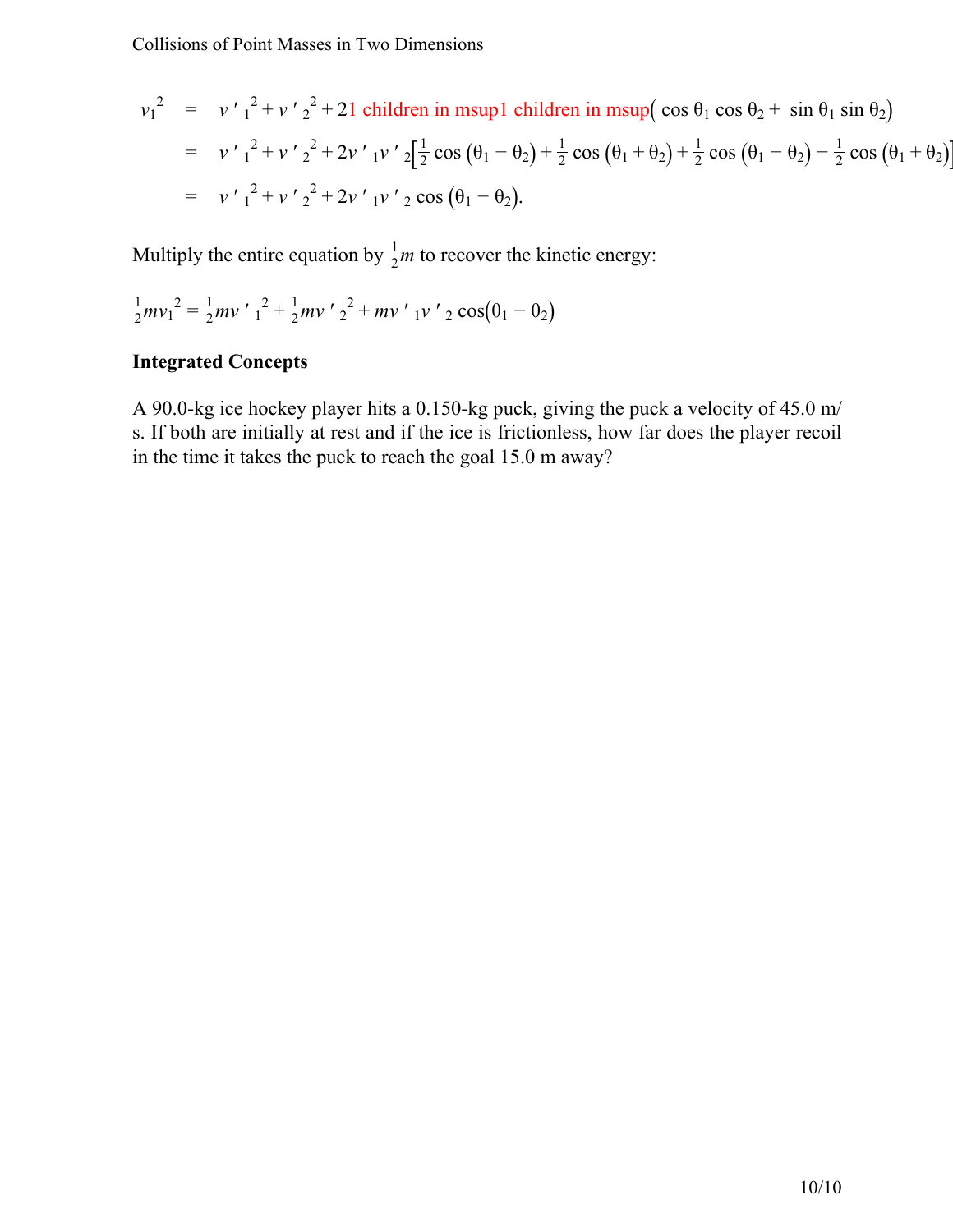$$
\begin{aligned}
v_1^{2} &= v'_1{}^{2} + v'_2{}^{2} + 2\text{1 children in msup1 children in msup}\left(\cos\theta_1 \cos\theta_2 + \sin\theta_1 \sin\theta_2\right) \\
&= v'_1{}^{2} + v'_2{}^{2} + 2v'_1 v'_2\left[\tfrac{1}{2}\cos\left(\theta_1-\theta_2\right) + \tfrac{1}{2}\cos\left(\theta_1+\theta_2\right) + \tfrac{1}{2}\cos\left(\theta_1-\theta_2\right) - \tfrac{1}{2}\cos\left(\theta_1+\theta_2\right)\right] \\
&= v'_1{}^{2} + v'_2{}^{2} + 2v'_1 v'_2 \cos\left(\theta_1-\theta_2\right).
\end{aligned}
$$

Multiply the entire equation by $\frac{1}{2}m$ to recover the kinetic energy:

$$\frac{1}{2}mv_1^{2} = \frac{1}{2}mv'_1{}^{2} + \frac{1}{2}mv'_2{}^{2} + mv'_1 v'_2 \cos\left(\theta_1-\theta_2\right)$$

**Integrated Concepts**

A 90.0-kg ice hockey player hits a 0.150-kg puck, giving the puck a velocity of 45.0 m/s. If both are initially at rest and if the ice is frictionless, how far does the player recoil in the time it takes the puck to reach the goal 15.0 m away?